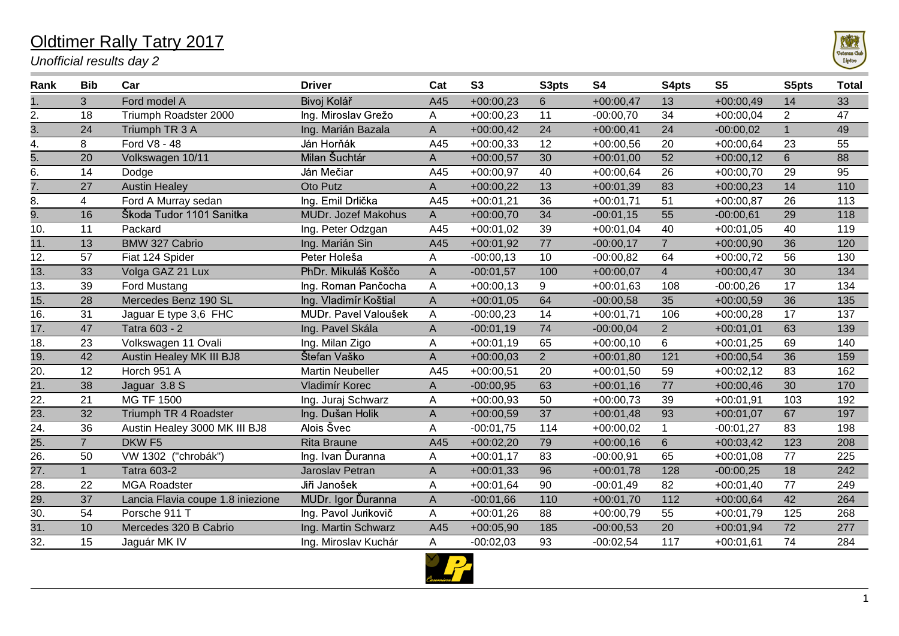# Oldtimer Rally Tatry 2017

*Unofficial results day 2*

| Rank | Bib | Car | Driver | Cat | S3 | S3pts | S4 | S4pts | S5 | S5pts | Total |
|---|---|---|---|---|---|---|---|---|---|---|---|
| 1. | 3 | Ford model A | Bivoj Kolář | A45 | +00:00,23 | 6 | +00:00,47 | 13 | +00:00,49 | 14 | 33 |
| 2. | 18 | Triumph Roadster 2000 | Ing. Miroslav Grežo | A | +00:00,23 | 11 | -00:00,70 | 34 | +00:00,04 | 2 | 47 |
| 3. | 24 | Triumph TR 3 A | Ing. Marián Bazala | A | +00:00,42 | 24 | +00:00,41 | 24 | -00:00,02 | 1 | 49 |
| 4. | 8 | Ford V8 - 48 | Ján Horňák | A45 | +00:00,33 | 12 | +00:00,56 | 20 | +00:00,64 | 23 | 55 |
| 5. | 20 | Volkswagen 10/11 | Milan Šuchtár | A | +00:00,57 | 30 | +00:01,00 | 52 | +00:00,12 | 6 | 88 |
| 6. | 14 | Dodge | Ján Mečiar | A45 | +00:00,97 | 40 | +00:00,64 | 26 | +00:00,70 | 29 | 95 |
| 7. | 27 | Austin Healey | Oto Putz | A | +00:00,22 | 13 | +00:01,39 | 83 | +00:00,23 | 14 | 110 |
| 8. | 4 | Ford A Murray sedan | Ing. Emil Drlička | A45 | +00:01,21 | 36 | +00:01,71 | 51 | +00:00,87 | 26 | 113 |
| 9. | 16 | Škoda Tudor 1101 Sanitka | MUDr. Jozef Makohus | A | +00:00,70 | 34 | -00:01,15 | 55 | -00:00,61 | 29 | 118 |
| 10. | 11 | Packard | Ing. Peter Odzgan | A45 | +00:01,02 | 39 | +00:01,04 | 40 | +00:01,05 | 40 | 119 |
| 11. | 13 | BMW 327 Cabrio | Ing. Marián Sin | A45 | +00:01,92 | 77 | -00:00,17 | 7 | +00:00,90 | 36 | 120 |
| 12. | 57 | Fiat 124 Spider | Peter Holeša | A | -00:00,13 | 10 | -00:00,82 | 64 | +00:00,72 | 56 | 130 |
| 13. | 33 | Volga GAZ 21 Lux | PhDr. Mikuláš Koščo | A | -00:01,57 | 100 | +00:00,07 | 4 | +00:00,47 | 30 | 134 |
| 13. | 39 | Ford Mustang | Ing. Roman Pančocha | A | +00:00,13 | 9 | +00:01,63 | 108 | -00:00,26 | 17 | 134 |
| 15. | 28 | Mercedes Benz 190 SL | Ing. Vladimír Koštial | A | +00:01,05 | 64 | -00:00,58 | 35 | +00:00,59 | 36 | 135 |
| 16. | 31 | Jaguar E type 3,6 FHC | MUDr. Pavel Valoušek | A | -00:00,23 | 14 | +00:01,71 | 106 | +00:00,28 | 17 | 137 |
| 17. | 47 | Tatra 603 - 2 | Ing. Pavel Skála | A | -00:01,19 | 74 | -00:00,04 | 2 | +00:01,01 | 63 | 139 |
| 18. | 23 | Volkswagen 11 Ovali | Ing. Milan Zigo | A | +00:01,19 | 65 | +00:00,10 | 6 | +00:01,25 | 69 | 140 |
| 19. | 42 | Austin Healey MK III BJ8 | Štefan Vaško | A | +00:00,03 | 2 | +00:01,80 | 121 | +00:00,54 | 36 | 159 |
| 20. | 12 | Horch 951 A | Martin Neubeller | A45 | +00:00,51 | 20 | +00:01,50 | 59 | +00:02,12 | 83 | 162 |
| 21. | 38 | Jaguar 3.8 S | Vladimír Korec | A | -00:00,95 | 63 | +00:01,16 | 77 | +00:00,46 | 30 | 170 |
| 22. | 21 | MG TF 1500 | Ing. Juraj Schwarz | A | +00:00,93 | 50 | +00:00,73 | 39 | +00:01,91 | 103 | 192 |
| 23. | 32 | Triumph TR 4 Roadster | Ing. Dušan Holik | A | +00:00,59 | 37 | +00:01,48 | 93 | +00:01,07 | 67 | 197 |
| 24. | 36 | Austin Healey 3000 MK III BJ8 | Alois Švec | A | -00:01,75 | 114 | +00:00,02 | 1 | -00:01,27 | 83 | 198 |
| 25. | 7 | DKW F5 | Rita Braune | A45 | +00:02,20 | 79 | +00:00,16 | 6 | +00:03,42 | 123 | 208 |
| 26. | 50 | VW 1302 ("chrobák") | Ing. Ivan Ďuranna | A | +00:01,17 | 83 | -00:00,91 | 65 | +00:01,08 | 77 | 225 |
| 27. | 1 | Tatra 603-2 | Jaroslav Petran | A | +00:01,33 | 96 | +00:01,78 | 128 | -00:00,25 | 18 | 242 |
| 28. | 22 | MGA Roadster | Jiři Janošek | A | +00:01,64 | 90 | -00:01,49 | 82 | +00:01,40 | 77 | 249 |
| 29. | 37 | Lancia Flavia coupe 1.8 iniezione | MUDr. Igor Ďuranna | A | -00:01,66 | 110 | +00:01,70 | 112 | +00:00,64 | 42 | 264 |
| 30. | 54 | Porsche 911 T | Ing. Pavol Jurikovič | A | +00:01,26 | 88 | +00:00,79 | 55 | +00:01,79 | 125 | 268 |
| 31. | 10 | Mercedes 320 B Cabrio | Ing. Martin Schwarz | A45 | +00:05,90 | 185 | -00:00,53 | 20 | +00:01,94 | 72 | 277 |
| 32. | 15 | Jaguár MK IV | Ing. Miroslav Kuchár | A | -00:02,03 | 93 | -00:02,54 | 117 | +00:01,61 | 74 | 284 |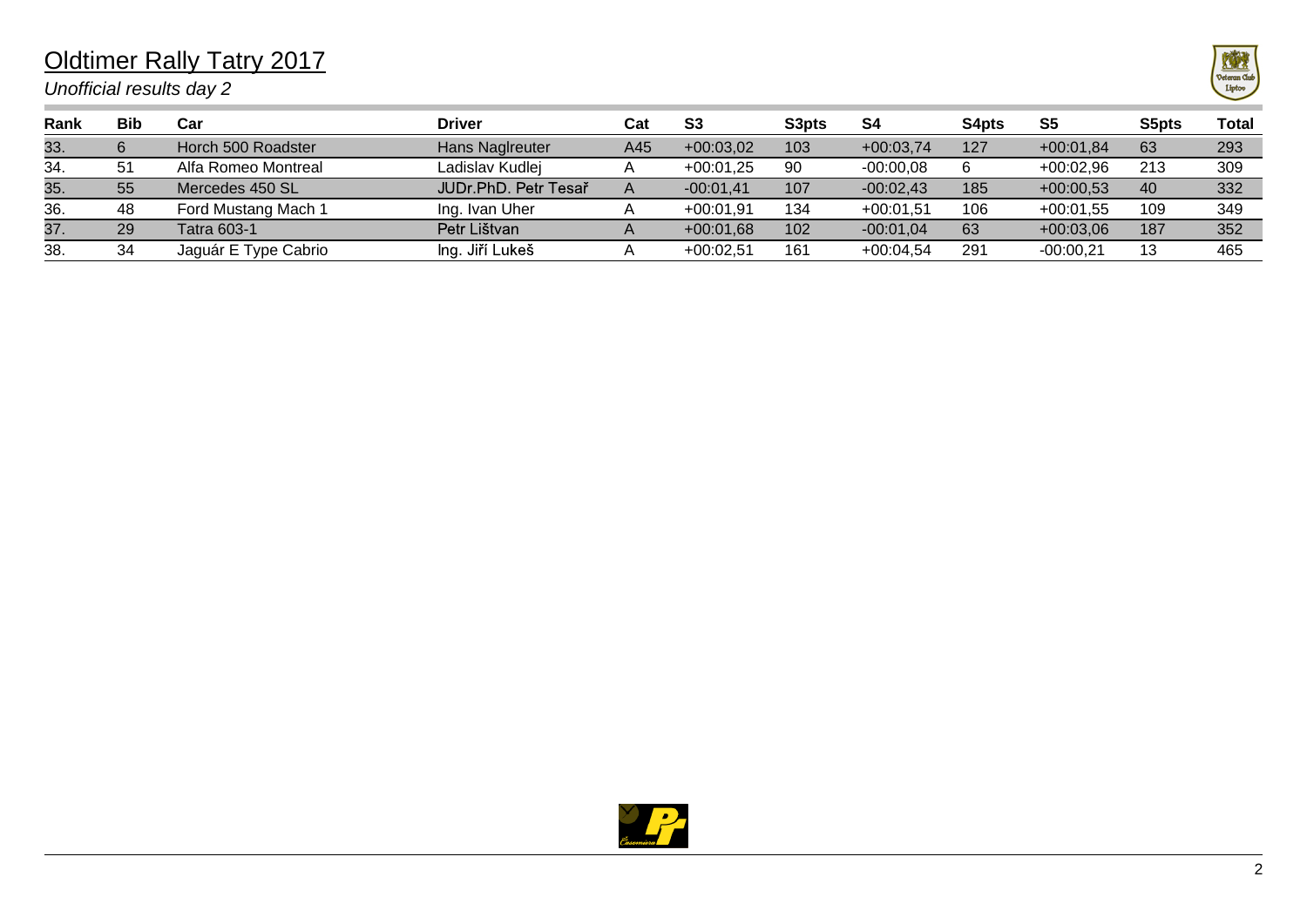# Oldtimer Rally Tatry 2017

*Unofficial results day 2*

| Rank | Bib | Car | Driver | Cat | S3 | S3pts | S4 | S4pts | S5 | S5pts | Total |
|---|---|---|---|---|---|---|---|---|---|---|---|
| 33. | 6 | Horch 500 Roadster | Hans Naglreuter | A45 | +00:03,02 | 103 | +00:03,74 | 127 | +00:01,84 | 63 | 293 |
| 34. | 51 | Alfa Romeo Montreal | Ladislav Kudlej | A | +00:01,25 | 90 | -00:00,08 | 6 | +00:02,96 | 213 | 309 |
| 35. | 55 | Mercedes 450 SL | JUDr.PhD. Petr Tesař | A | -00:01,41 | 107 | -00:02,43 | 185 | +00:00,53 | 40 | 332 |
| 36. | 48 | Ford Mustang Mach 1 | Ing. Ivan Uher | A | +00:01,91 | 134 | +00:01,51 | 106 | +00:01,55 | 109 | 349 |
| 37. | 29 | Tatra 603-1 | Petr Lištvan | A | +00:01,68 | 102 | -00:01,04 | 63 | +00:03,06 | 187 | 352 |
| 38. | 34 | Jaguár E Type Cabrio | Ing. Jiří Lukeš | A | +00:02,51 | 161 | +00:04,54 | 291 | -00:00,21 | 13 | 465 |